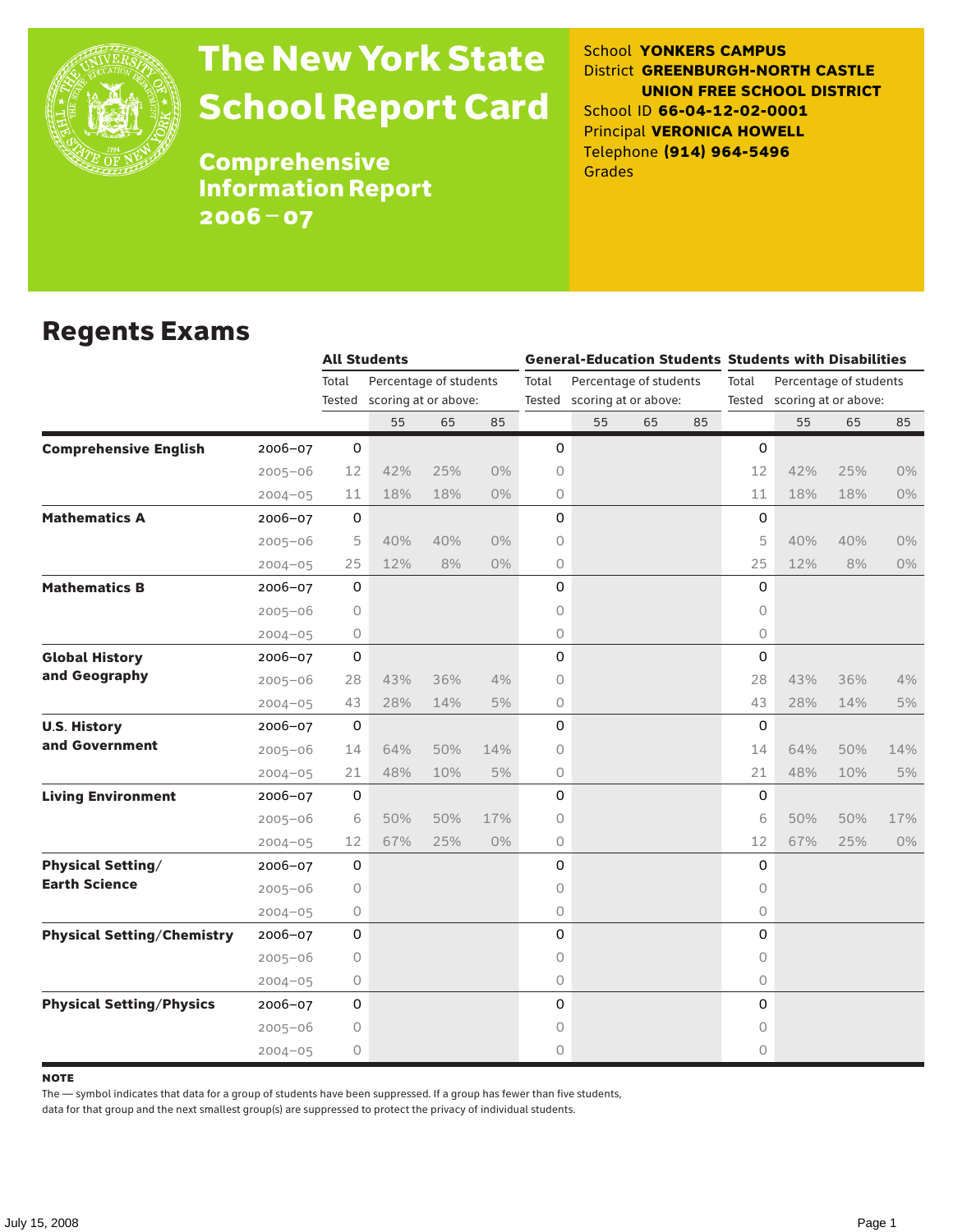# The New York State School Report Card

## Comprehensive Information Report 2006–07

School **YONKERS CAMPUS**
District **GREENBURGH-NORTH CASTLE UNION FREE SCHOOL DISTRICT**
School ID **66-04-12-02-0001**
Principal **VERONICA HOWELL**
Telephone **(914) 964-5496**
Grades

## Regents Exams

| | | All Students | | | | General-Education Students | | | | Students with Disabilities | | | |
|---|---|---|---|---|---|---|---|---|---|---|---|---|---|
| | | Total Tested | Percentage of students scoring at or above: | | | Total Tested | Percentage of students scoring at or above: | | | Total Tested | Percentage of students scoring at or above: | | |
| | | | 55 | 65 | 85 | | 55 | 65 | 85 | | 55 | 65 | 85 |
| **Comprehensive English** | 2006–07 | 0 | | | | 0 | | | | 0 | | | |
| | 2005–06 | 12 | 42% | 25% | 0% | 0 | | | | 12 | 42% | 25% | 0% |
| | 2004–05 | 11 | 18% | 18% | 0% | 0 | | | | 11 | 18% | 18% | 0% |
| **Mathematics A** | 2006–07 | 0 | | | | 0 | | | | 0 | | | |
| | 2005–06 | 5 | 40% | 40% | 0% | 0 | | | | 5 | 40% | 40% | 0% |
| | 2004–05 | 25 | 12% | 8% | 0% | 0 | | | | 25 | 12% | 8% | 0% |
| **Mathematics B** | 2006–07 | 0 | | | | 0 | | | | 0 | | | |
| | 2005–06 | 0 | | | | 0 | | | | 0 | | | |
| | 2004–05 | 0 | | | | 0 | | | | 0 | | | |
| **Global History and Geography** | 2006–07 | 0 | | | | 0 | | | | 0 | | | |
| | 2005–06 | 28 | 43% | 36% | 4% | 0 | | | | 28 | 43% | 36% | 4% |
| | 2004–05 | 43 | 28% | 14% | 5% | 0 | | | | 43 | 28% | 14% | 5% |
| **U.S. History and Government** | 2006–07 | 0 | | | | 0 | | | | 0 | | | |
| | 2005–06 | 14 | 64% | 50% | 14% | 0 | | | | 14 | 64% | 50% | 14% |
| | 2004–05 | 21 | 48% | 10% | 5% | 0 | | | | 21 | 48% | 10% | 5% |
| **Living Environment** | 2006–07 | 0 | | | | 0 | | | | 0 | | | |
| | 2005–06 | 6 | 50% | 50% | 17% | 0 | | | | 6 | 50% | 50% | 17% |
| | 2004–05 | 12 | 67% | 25% | 0% | 0 | | | | 12 | 67% | 25% | 0% |
| **Physical Setting/ Earth Science** | 2006–07 | 0 | | | | 0 | | | | 0 | | | |
| | 2005–06 | 0 | | | | 0 | | | | 0 | | | |
| | 2004–05 | 0 | | | | 0 | | | | 0 | | | |
| **Physical Setting/Chemistry** | 2006–07 | 0 | | | | 0 | | | | 0 | | | |
| | 2005–06 | 0 | | | | 0 | | | | 0 | | | |
| | 2004–05 | 0 | | | | 0 | | | | 0 | | | |
| **Physical Setting/Physics** | 2006–07 | 0 | | | | 0 | | | | 0 | | | |
| | 2005–06 | 0 | | | | 0 | | | | 0 | | | |
| | 2004–05 | 0 | | | | 0 | | | | 0 | | | |

**NOTE**

The — symbol indicates that data for a group of students have been suppressed. If a group has fewer than five students, data for that group and the next smallest group(s) are suppressed to protect the privacy of individual students.

July 15, 2008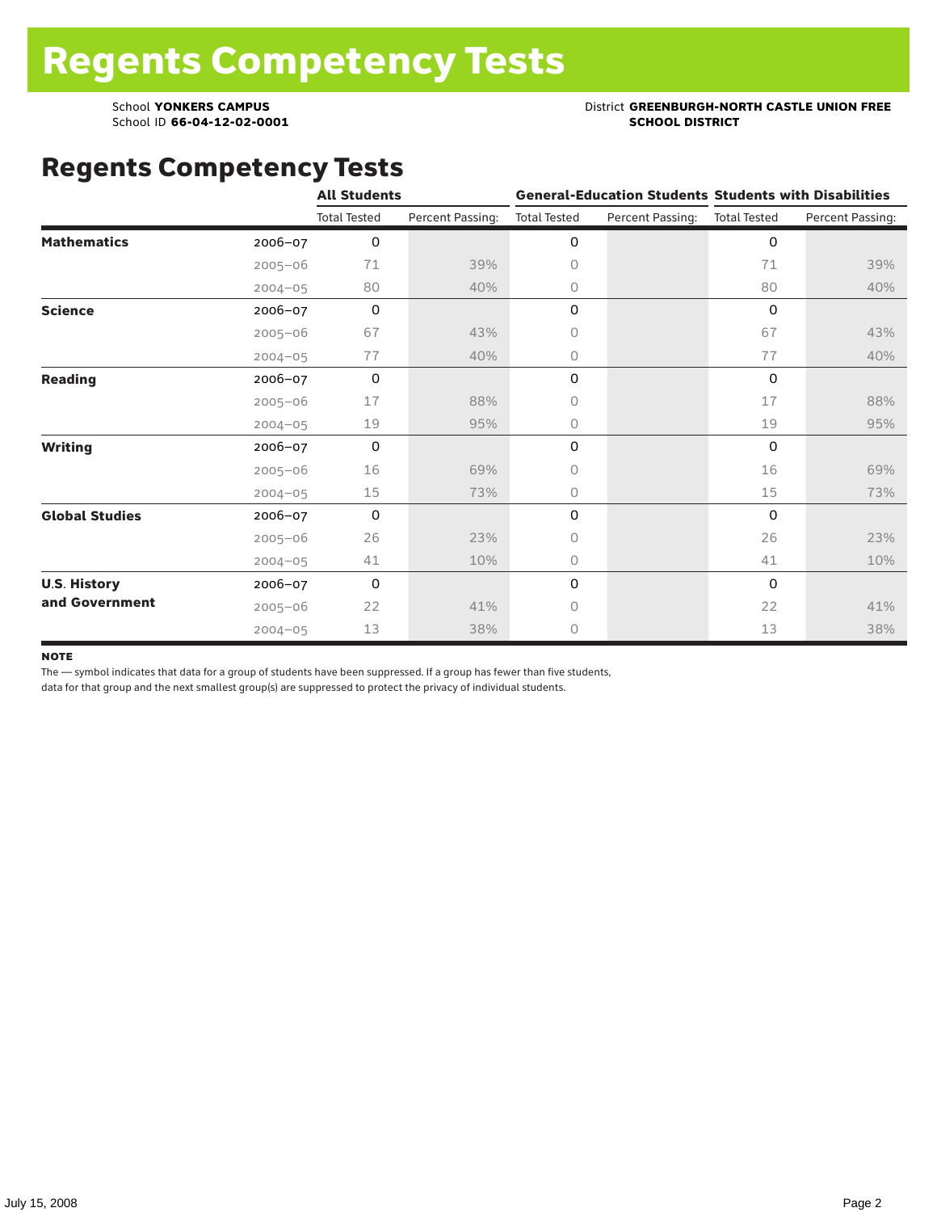# Regents Competency Tests

School **YONKERS CAMPUS**
School ID **66-04-12-02-0001**

District **GREENBURGH-NORTH CASTLE UNION FREE SCHOOL DISTRICT**

## Regents Competency Tests

| | | All Students | | General-Education Students | | Students with Disabilities | |
|---|---|---|---|---|---|---|---|
| | | Total Tested | Percent Passing: | Total Tested | Percent Passing: | Total Tested | Percent Passing: |
| **Mathematics** | 2006–07 | 0 | | 0 | | 0 | |
| | 2005–06 | 71 | 39% | 0 | | 71 | 39% |
| | 2004–05 | 80 | 40% | 0 | | 80 | 40% |
| **Science** | 2006–07 | 0 | | 0 | | 0 | |
| | 2005–06 | 67 | 43% | 0 | | 67 | 43% |
| | 2004–05 | 77 | 40% | 0 | | 77 | 40% |
| **Reading** | 2006–07 | 0 | | 0 | | 0 | |
| | 2005–06 | 17 | 88% | 0 | | 17 | 88% |
| | 2004–05 | 19 | 95% | 0 | | 19 | 95% |
| **Writing** | 2006–07 | 0 | | 0 | | 0 | |
| | 2005–06 | 16 | 69% | 0 | | 16 | 69% |
| | 2004–05 | 15 | 73% | 0 | | 15 | 73% |
| **Global Studies** | 2006–07 | 0 | | 0 | | 0 | |
| | 2005–06 | 26 | 23% | 0 | | 26 | 23% |
| | 2004–05 | 41 | 10% | 0 | | 41 | 10% |
| **U.S. History and Government** | 2006–07 | 0 | | 0 | | 0 | |
| | 2005–06 | 22 | 41% | 0 | | 22 | 41% |
| | 2004–05 | 13 | 38% | 0 | | 13 | 38% |

**NOTE**

The — symbol indicates that data for a group of students have been suppressed. If a group has fewer than five students, data for that group and the next smallest group(s) are suppressed to protect the privacy of individual students.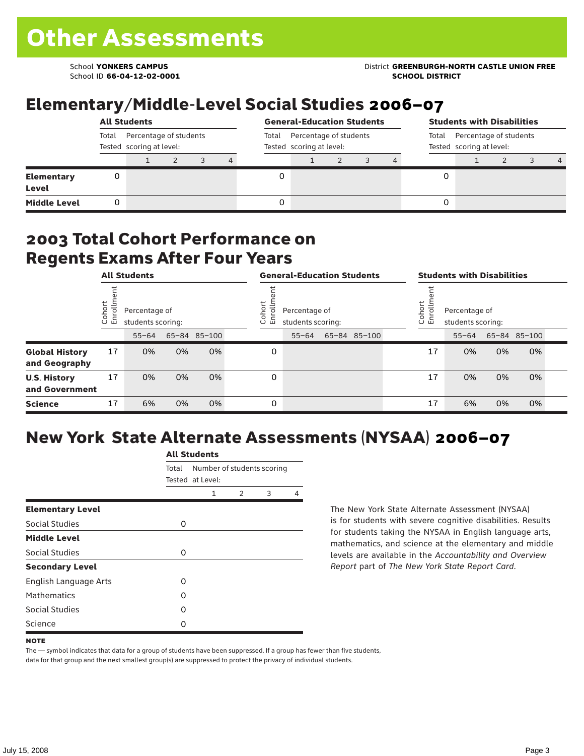# Other Assessments

School **YONKERS CAMPUS**
School ID **66-04-12-02-0001**

District **GREENBURGH-NORTH CASTLE UNION FREE SCHOOL DISTRICT**

## Elementary/Middle-Level Social Studies 2006–07

| | All Students | | | | | General-Education Students | | | | | Students with Disabilities | | | | |
|---|---|---|---|---|---|---|---|---|---|---|---|---|---|---|---|
| | Total Tested | Percentage of students scoring at level: | | | | Total Tested | Percentage of students scoring at level: | | | | Total Tested | Percentage of students scoring at level: | | | |
| | | 1 | 2 | 3 | 4 | | 1 | 2 | 3 | 4 | | 1 | 2 | 3 | 4 |
| **Elementary Level** | 0 | | | | | 0 | | | | | 0 | | | | |
| **Middle Level** | 0 | | | | | 0 | | | | | 0 | | | | |

## 2003 Total Cohort Performance on Regents Exams After Four Years

| | All Students | | | | General-Education Students | | | | Students with Disabilities | | | |
|---|---|---|---|---|---|---|---|---|---|---|---|---|
| | Cohort Enrollment | Percentage of students scoring: | | | Cohort Enrollment | Percentage of students scoring: | | | Cohort Enrollment | Percentage of students scoring: | | |
| | | 55–64 | 65–84 | 85–100 | | 55–64 | 65–84 | 85–100 | | 55–64 | 65–84 | 85–100 |
| **Global History and Geography** | 17 | 0% | 0% | 0% | 0 | | | | 17 | 0% | 0% | 0% |
| **U.S. History and Government** | 17 | 0% | 0% | 0% | 0 | | | | 17 | 0% | 0% | 0% |
| **Science** | 17 | 6% | 0% | 0% | 0 | | | | 17 | 6% | 0% | 0% |

## New York State Alternate Assessments (NYSAA) 2006–07

| | All Students | | | | |
|---|---|---|---|---|---|
| | Total Tested | Number of students scoring at Level: | | | |
| | | 1 | 2 | 3 | 4 |
| **Elementary Level** | | | | | |
| Social Studies | 0 | | | | |
| **Middle Level** | | | | | |
| Social Studies | 0 | | | | |
| **Secondary Level** | | | | | |
| English Language Arts | 0 | | | | |
| Mathematics | 0 | | | | |
| Social Studies | 0 | | | | |
| Science | 0 | | | | |

The New York State Alternate Assessment (NYSAA) is for students with severe cognitive disabilities. Results for students taking the NYSAA in English language arts, mathematics, and science at the elementary and middle levels are available in the *Accountability and Overview Report* part of *The New York State Report Card*.

**NOTE**

The — symbol indicates that data for a group of students have been suppressed. If a group has fewer than five students, data for that group and the next smallest group(s) are suppressed to protect the privacy of individual students.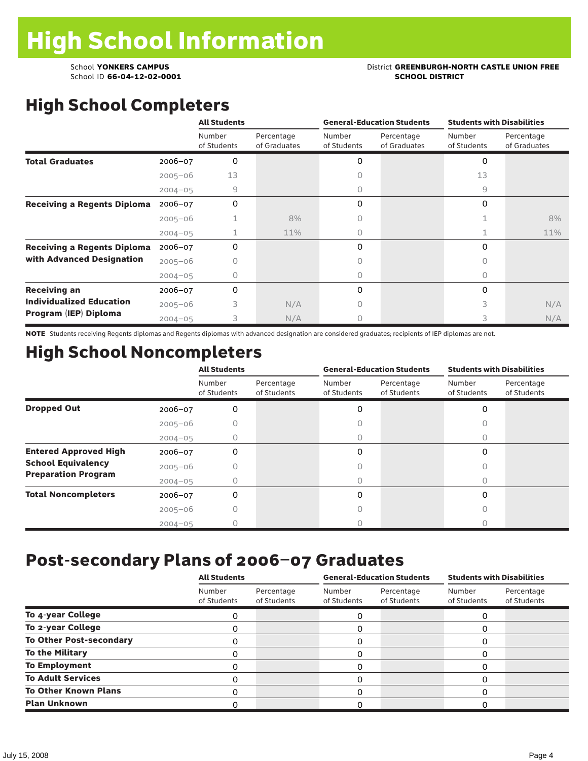# High School Information

School **YONKERS CAMPUS**
School ID **66-04-12-02-0001**

District **GREENBURGH-NORTH CASTLE UNION FREE SCHOOL DISTRICT**

## High School Completers

| | | All Students | | General-Education Students | | Students with Disabilities | |
|---|---|---|---|---|---|---|---|
| | | Number of Students | Percentage of Graduates | Number of Students | Percentage of Graduates | Number of Students | Percentage of Graduates |
| **Total Graduates** | 2006–07 | 0 | | 0 | | 0 | |
| | 2005–06 | 13 | | 0 | | 13 | |
| | 2004–05 | 9 | | 0 | | 9 | |
| **Receiving a Regents Diploma** | 2006–07 | 0 | | 0 | | 0 | |
| | 2005–06 | 1 | 8% | 0 | | 1 | 8% |
| | 2004–05 | 1 | 11% | 0 | | 1 | 11% |
| **Receiving a Regents Diploma with Advanced Designation** | 2006–07 | 0 | | 0 | | 0 | |
| | 2005–06 | 0 | | 0 | | 0 | |
| | 2004–05 | 0 | | 0 | | 0 | |
| **Receiving an Individualized Education Program (IEP) Diploma** | 2006–07 | 0 | | 0 | | 0 | |
| | 2005–06 | 3 | N/A | 0 | | 3 | N/A |
| | 2004–05 | 3 | N/A | 0 | | 3 | N/A |

**NOTE** Students receiving Regents diplomas and Regents diplomas with advanced designation are considered graduates; recipients of IEP diplomas are not.

## High School Noncompleters

| | | All Students | | General-Education Students | | Students with Disabilities | |
|---|---|---|---|---|---|---|---|
| | | Number of Students | Percentage of Students | Number of Students | Percentage of Students | Number of Students | Percentage of Students |
| **Dropped Out** | 2006–07 | 0 | | 0 | | 0 | |
| | 2005–06 | 0 | | 0 | | 0 | |
| | 2004–05 | 0 | | 0 | | 0 | |
| **Entered Approved High School Equivalency Preparation Program** | 2006–07 | 0 | | 0 | | 0 | |
| | 2005–06 | 0 | | 0 | | 0 | |
| | 2004–05 | 0 | | 0 | | 0 | |
| **Total Noncompleters** | 2006–07 | 0 | | 0 | | 0 | |
| | 2005–06 | 0 | | 0 | | 0 | |
| | 2004–05 | 0 | | 0 | | 0 | |

## Post-secondary Plans of 2006–07 Graduates

| | All Students | | General-Education Students | | Students with Disabilities | |
|---|---|---|---|---|---|---|
| | Number of Students | Percentage of Students | Number of Students | Percentage of Students | Number of Students | Percentage of Students |
| **To 4-year College** | 0 | | 0 | | 0 | |
| **To 2-year College** | 0 | | 0 | | 0 | |
| **To Other Post-secondary** | 0 | | 0 | | 0 | |
| **To the Military** | 0 | | 0 | | 0 | |
| **To Employment** | 0 | | 0 | | 0 | |
| **To Adult Services** | 0 | | 0 | | 0 | |
| **To Other Known Plans** | 0 | | 0 | | 0 | |
| **Plan Unknown** | 0 | | 0 | | 0 | |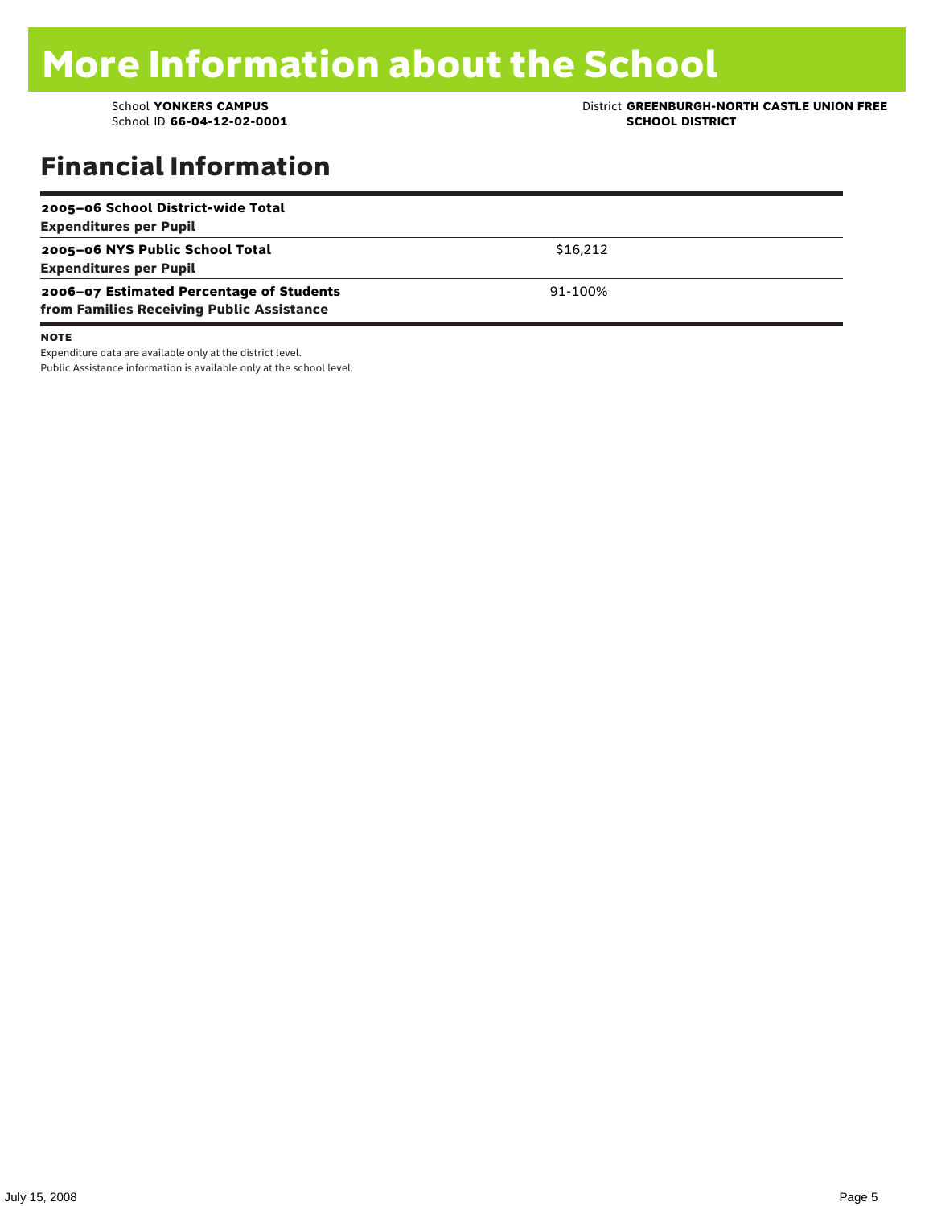# More Information about the School

School **YONKERS CAMPUS**
School ID **66-04-12-02-0001**

District **GREENBURGH-NORTH CASTLE UNION FREE SCHOOL DISTRICT**

## Financial Information

| | |
|---|---|
| **2005–06 School District-wide Total Expenditures per Pupil** | |
| **2005–06 NYS Public School Total Expenditures per Pupil** | $16,212 |
| **2006–07 Estimated Percentage of Students from Families Receiving Public Assistance** | 91-100% |

**NOTE**

Expenditure data are available only at the district level.

Public Assistance information is available only at the school level.